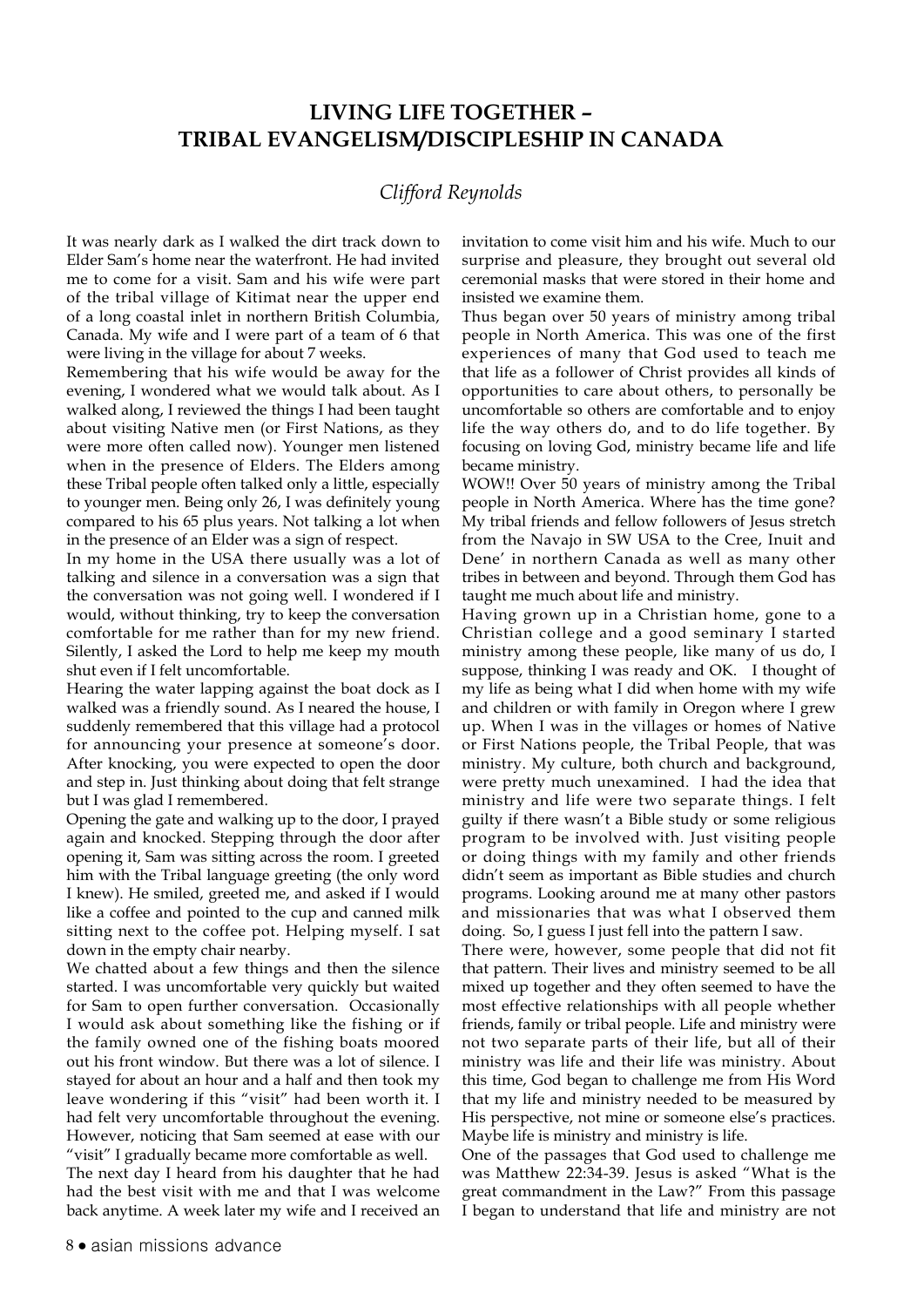# LIVING LIFE TOGETHER – TRIBAL EVANGELISM/DISCIPLESHIP IN CANADA

*Clifford Reynolds*

It was nearly dark as I walked the dirt track down to Elder Sam's home near the waterfront. He had invited me to come for a visit. Sam and his wife were part of the tribal village of Kitimat near the upper end of a long coastal inlet in northern British Columbia, Canada. My wife and I were part of a team of 6 that were living in the village for about 7 weeks.

Remembering that his wife would be away for the evening, I wondered what we would talk about. As I walked along, I reviewed the things I had been taught about visiting Native men (or First Nations, as they were more often called now). Younger men listened when in the presence of Elders. The Elders among these Tribal people often talked only a little, especially to younger men. Being only 26, I was definitely young compared to his 65 plus years. Not talking a lot when in the presence of an Elder was a sign of respect.

In my home in the USA there usually was a lot of talking and silence in a conversation was a sign that the conversation was not going well. I wondered if I would, without thinking, try to keep the conversation comfortable for me rather than for my new friend. Silently, I asked the Lord to help me keep my mouth shut even if I felt uncomfortable.

Hearing the water lapping against the boat dock as I walked was a friendly sound. As I neared the house, I suddenly remembered that this village had a protocol for announcing your presence at someone's door. After knocking, you were expected to open the door and step in. Just thinking about doing that felt strange but I was glad I remembered.

Opening the gate and walking up to the door, I prayed again and knocked. Stepping through the door after opening it, Sam was sitting across the room. I greeted him with the Tribal language greeting (the only word I knew). He smiled, greeted me, and asked if I would like a coffee and pointed to the cup and canned milk sitting next to the coffee pot. Helping myself. I sat down in the empty chair nearby.

We chatted about a few things and then the silence started. I was uncomfortable very quickly but waited for Sam to open further conversation. Occasionally I would ask about something like the fishing or if the family owned one of the fishing boats moored out his front window. But there was a lot of silence. I stayed for about an hour and a half and then took my leave wondering if this "visit" had been worth it. I had felt very uncomfortable throughout the evening. However, noticing that Sam seemed at ease with our "visit" I gradually became more comfortable as well.

The next day I heard from his daughter that he had had the best visit with me and that I was welcome back anytime. A week later my wife and I received an invitation to come visit him and his wife. Much to our surprise and pleasure, they brought out several old ceremonial masks that were stored in their home and insisted we examine them.

Thus began over 50 years of ministry among tribal people in North America. This was one of the first experiences of many that God used to teach me that life as a follower of Christ provides all kinds of opportunities to care about others, to personally be uncomfortable so others are comfortable and to enjoy life the way others do, and to do life together. By focusing on loving God, ministry became life and life became ministry.

WOW!! Over 50 years of ministry among the Tribal people in North America. Where has the time gone? My tribal friends and fellow followers of Jesus stretch from the Navajo in SW USA to the Cree, Inuit and Dene' in northern Canada as well as many other tribes in between and beyond. Through them God has taught me much about life and ministry.

Having grown up in a Christian home, gone to a Christian college and a good seminary I started ministry among these people, like many of us do, I suppose, thinking I was ready and OK. I thought of my life as being what I did when home with my wife and children or with family in Oregon where I grew up. When I was in the villages or homes of Native or First Nations people, the Tribal People, that was ministry. My culture, both church and background, were pretty much unexamined. I had the idea that ministry and life were two separate things. I felt guilty if there wasn't a Bible study or some religious program to be involved with. Just visiting people or doing things with my family and other friends didn't seem as important as Bible studies and church programs. Looking around me at many other pastors and missionaries that was what I observed them doing. So, I guess I just fell into the pattern I saw.

There were, however, some people that did not fit that pattern. Their lives and ministry seemed to be all mixed up together and they often seemed to have the most effective relationships with all people whether friends, family or tribal people. Life and ministry were not two separate parts of their life, but all of their ministry was life and their life was ministry. About this time, God began to challenge me from His Word that my life and ministry needed to be measured by His perspective, not mine or someone else's practices. Maybe life is ministry and ministry is life.

One of the passages that God used to challenge me was Matthew 22:34-39. Jesus is asked "What is the great commandment in the Law?" From this passage I began to understand that life and ministry are not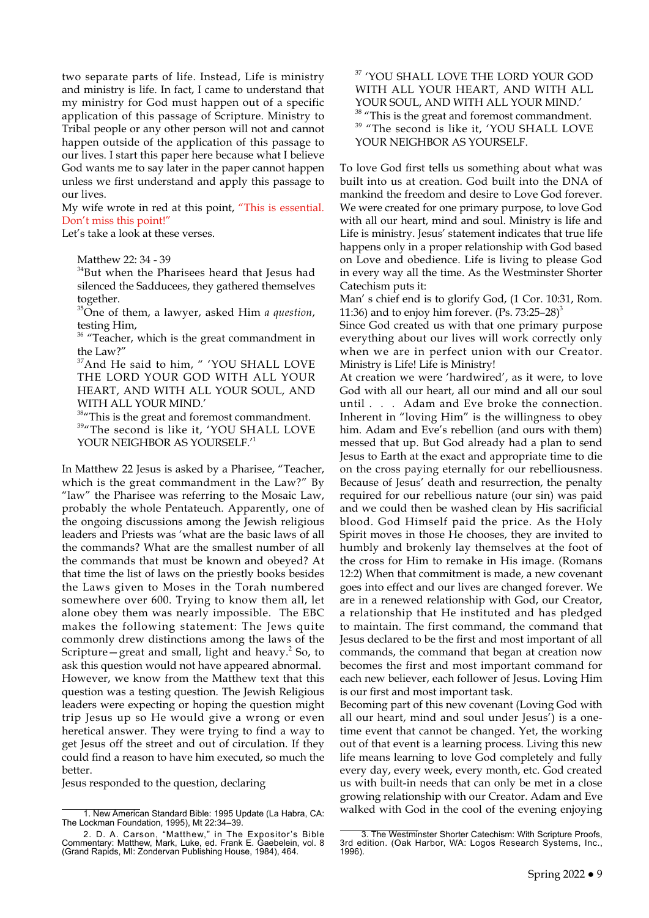two separate parts of life. Instead, Life is ministry and ministry is life. In fact, I came to understand that my ministry for God must happen out of a specific application of this passage of Scripture. Ministry to Tribal people or any other person will not and cannot happen outside of the application of this passage to our lives. I start this paper here because what I believe God wants me to say later in the paper cannot happen unless we first understand and apply this passage to our lives.

My wife wrote in red at this point, "This is essential. Don't miss this point!"

Let's take a look at these verses.

> Matthew 22: 34 - 39
>
> [34]But when the Pharisees heard that Jesus had silenced the Sadducees, they gathered themselves together.
>
> [35]One of them, a lawyer, asked Him *a question*, testing Him,
>
> [36] "Teacher, which is the great commandment in the Law?"
>
> [37]And He said to him, " 'YOU SHALL LOVE THE LORD YOUR GOD WITH ALL YOUR HEART, AND WITH ALL YOUR SOUL, AND WITH ALL YOUR MIND.'
>
> [38]"This is the great and foremost commandment.
>
> [39]"The second is like it, 'YOU SHALL LOVE YOUR NEIGHBOR AS YOURSELF.'[1]

In Matthew 22 Jesus is asked by a Pharisee, "Teacher, which is the great commandment in the Law?" By "law" the Pharisee was referring to the Mosaic Law, probably the whole Pentateuch. Apparently, one of the ongoing discussions among the Jewish religious leaders and Priests was 'what are the basic laws of all the commands? What are the smallest number of all the commands that must be known and obeyed? At that time the list of laws on the priestly books besides the Laws given to Moses in the Torah numbered somewhere over 600. Trying to know them all, let alone obey them was nearly impossible. The EBC makes the following statement: The Jews quite commonly drew distinctions among the laws of the Scripture—great and small, light and heavy.[2] So, to ask this question would not have appeared abnormal.

However, we know from the Matthew text that this question was a testing question. The Jewish Religious leaders were expecting or hoping the question might trip Jesus up so He would give a wrong or even heretical answer. They were trying to find a way to get Jesus off the street and out of circulation. If they could find a reason to have him executed, so much the better.

Jesus responded to the question, declaring

> [37] 'YOU SHALL LOVE THE LORD YOUR GOD WITH ALL YOUR HEART, AND WITH ALL YOUR SOUL, AND WITH ALL YOUR MIND.'
>
> [38] "This is the great and foremost commandment.
>
> [39] "The second is like it, 'YOU SHALL LOVE YOUR NEIGHBOR AS YOURSELF.

To love God first tells us something about what was built into us at creation. God built into the DNA of mankind the freedom and desire to Love God forever. We were created for one primary purpose, to love God with all our heart, mind and soul. Ministry is life and Life is ministry. Jesus' statement indicates that true life happens only in a proper relationship with God based on Love and obedience. Life is living to please God in every way all the time. As the Westminster Shorter Catechism puts it:

Man' s chief end is to glorify God, (1 Cor. 10:31, Rom. 11:36) and to enjoy him forever. (Ps. 73:25–28)[3]

Since God created us with that one primary purpose everything about our lives will work correctly only when we are in perfect union with our Creator. Ministry is Life! Life is Ministry!

At creation we were 'hardwired', as it were, to love God with all our heart, all our mind and all our soul until . . . Adam and Eve broke the connection. Inherent in "loving Him" is the willingness to obey him. Adam and Eve's rebellion (and ours with them) messed that up. But God already had a plan to send Jesus to Earth at the exact and appropriate time to die on the cross paying eternally for our rebelliousness. Because of Jesus' death and resurrection, the penalty required for our rebellious nature (our sin) was paid and we could then be washed clean by His sacrificial blood. God Himself paid the price. As the Holy Spirit moves in those He chooses, they are invited to humbly and brokenly lay themselves at the foot of the cross for Him to remake in His image. (Romans 12:2) When that commitment is made, a new covenant goes into effect and our lives are changed forever. We are in a renewed relationship with God, our Creator, a relationship that He instituted and has pledged to maintain. The first command, the command that Jesus declared to be the first and most important of all commands, the command that began at creation now becomes the first and most important command for each new believer, each follower of Jesus. Loving Him is our first and most important task.

Becoming part of this new covenant (Loving God with all our heart, mind and soul under Jesus') is a one-time event that cannot be changed. Yet, the working out of that event is a learning process. Living this new life means learning to love God completely and fully every day, every week, every month, etc. God created us with built-in needs that can only be met in a close growing relationship with our Creator. Adam and Eve walked with God in the cool of the evening enjoying

---

1. New American Standard Bible: 1995 Update (La Habra, CA: The Lockman Foundation, 1995), Mt 22:34–39.

2. D. A. Carson, "Matthew," in The Expositor's Bible Commentary: Matthew, Mark, Luke, ed. Frank E. Gaebelein, vol. 8 (Grand Rapids, MI: Zondervan Publishing House, 1984), 464.

3. The Westminster Shorter Catechism: With Scripture Proofs, 3rd edition. (Oak Harbor, WA: Logos Research Systems, Inc., 1996).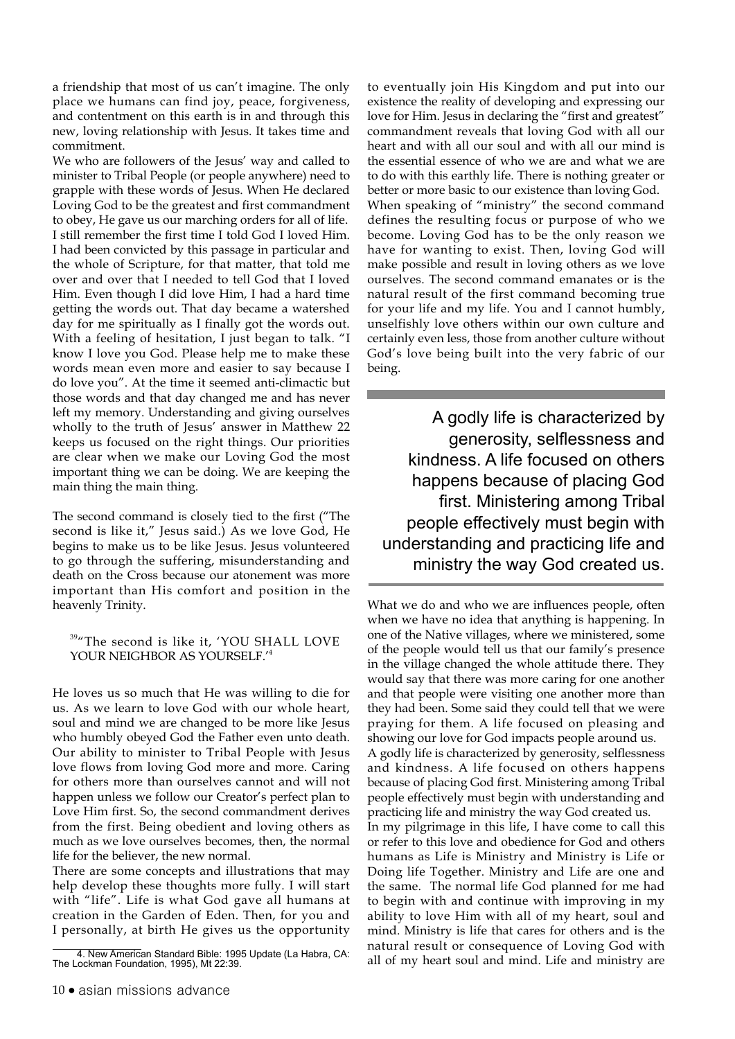a friendship that most of us can't imagine. The only place we humans can find joy, peace, forgiveness, and contentment on this earth is in and through this new, loving relationship with Jesus. It takes time and commitment.

We who are followers of the Jesus' way and called to minister to Tribal People (or people anywhere) need to grapple with these words of Jesus. When He declared Loving God to be the greatest and first commandment to obey, He gave us our marching orders for all of life. I still remember the first time I told God I loved Him. I had been convicted by this passage in particular and the whole of Scripture, for that matter, that told me over and over that I needed to tell God that I loved Him. Even though I did love Him, I had a hard time getting the words out. That day became a watershed day for me spiritually as I finally got the words out. With a feeling of hesitation, I just began to talk. "I know I love you God. Please help me to make these words mean even more and easier to say because I do love you". At the time it seemed anti-climactic but those words and that day changed me and has never left my memory. Understanding and giving ourselves wholly to the truth of Jesus' answer in Matthew 22 keeps us focused on the right things. Our priorities are clear when we make our Loving God the most important thing we can be doing. We are keeping the main thing the main thing.

The second command is closely tied to the first ("The second is like it," Jesus said.) As we love God, He begins to make us to be like Jesus. Jesus volunteered to go through the suffering, misunderstanding and death on the Cross because our atonement was more important than His comfort and position in the heavenly Trinity.

> [39]"The second is like it, 'YOU SHALL LOVE YOUR NEIGHBOR AS YOURSELF.'[4]

He loves us so much that He was willing to die for us. As we learn to love God with our whole heart, soul and mind we are changed to be more like Jesus who humbly obeyed God the Father even unto death. Our ability to minister to Tribal People with Jesus love flows from loving God more and more. Caring for others more than ourselves cannot and will not happen unless we follow our Creator's perfect plan to Love Him first. So, the second commandment derives from the first. Being obedient and loving others as much as we love ourselves becomes, then, the normal life for the believer, the new normal.

There are some concepts and illustrations that may help develop these thoughts more fully. I will start with "life". Life is what God gave all humans at creation in the Garden of Eden. Then, for you and I personally, at birth He gives us the opportunity to eventually join His Kingdom and put into our existence the reality of developing and expressing our love for Him. Jesus in declaring the "first and greatest" commandment reveals that loving God with all our heart and with all our soul and with all our mind is the essential essence of who we are and what we are to do with this earthly life. There is nothing greater or better or more basic to our existence than loving God.

When speaking of "ministry" the second command defines the resulting focus or purpose of who we become. Loving God has to be the only reason we have for wanting to exist. Then, loving God will make possible and result in loving others as we love ourselves. The second command emanates or is the natural result of the first command becoming true for your life and my life. You and I cannot humbly, unselfishly love others within our own culture and certainly even less, those from another culture without God's love being built into the very fabric of our being.

> A godly life is characterized by generosity, selflessness and kindness. A life focused on others happens because of placing God first. Ministering among Tribal people effectively must begin with understanding and practicing life and ministry the way God created us.

What we do and who we are influences people, often when we have no idea that anything is happening. In one of the Native villages, where we ministered, some of the people would tell us that our family's presence in the village changed the whole attitude there. They would say that there was more caring for one another and that people were visiting one another more than they had been. Some said they could tell that we were praying for them. A life focused on pleasing and showing our love for God impacts people around us.

A godly life is characterized by generosity, selflessness and kindness. A life focused on others happens because of placing God first. Ministering among Tribal people effectively must begin with understanding and practicing life and ministry the way God created us.

In my pilgrimage in this life, I have come to call this or refer to this love and obedience for God and others humans as Life is Ministry and Ministry is Life or Doing life Together. Ministry and Life are one and the same. The normal life God planned for me had to begin with and continue with improving in my ability to love Him with all of my heart, soul and mind. Ministry is life that cares for others and is the natural result or consequence of Loving God with all of my heart soul and mind. Life and ministry are

---

4. New American Standard Bible: 1995 Update (La Habra, CA: The Lockman Foundation, 1995), Mt 22:39.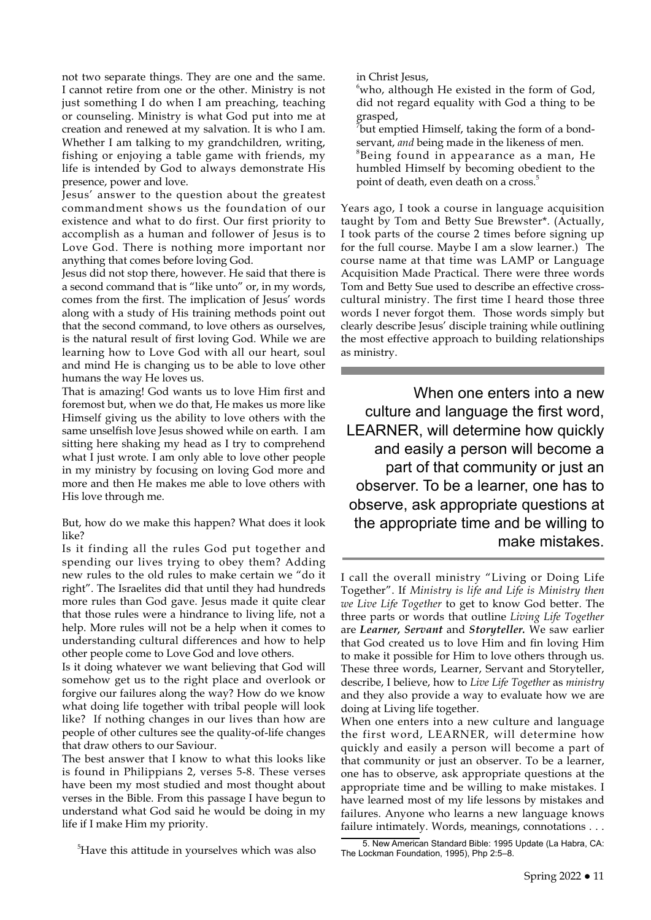not two separate things. They are one and the same. I cannot retire from one or the other. Ministry is not just something I do when I am preaching, teaching or counseling. Ministry is what God put into me at creation and renewed at my salvation. It is who I am. Whether I am talking to my grandchildren, writing, fishing or enjoying a table game with friends, my life is intended by God to always demonstrate His presence, power and love.

Jesus' answer to the question about the greatest commandment shows us the foundation of our existence and what to do first. Our first priority to accomplish as a human and follower of Jesus is to Love God. There is nothing more important nor anything that comes before loving God.

Jesus did not stop there, however. He said that there is a second command that is "like unto" or, in my words, comes from the first. The implication of Jesus' words along with a study of His training methods point out that the second command, to love others as ourselves, is the natural result of first loving God. While we are learning how to Love God with all our heart, soul and mind He is changing us to be able to love other humans the way He loves us.

That is amazing! God wants us to love Him first and foremost but, when we do that, He makes us more like Himself giving us the ability to love others with the same unselfish love Jesus showed while on earth. I am sitting here shaking my head as I try to comprehend what I just wrote. I am only able to love other people in my ministry by focusing on loving God more and more and then He makes me able to love others with His love through me.

But, how do we make this happen? What does it look like?

Is it finding all the rules God put together and spending our lives trying to obey them? Adding new rules to the old rules to make certain we "do it right". The Israelites did that until they had hundreds more rules than God gave. Jesus made it quite clear that those rules were a hindrance to living life, not a help. More rules will not be a help when it comes to understanding cultural differences and how to help other people come to Love God and love others.

Is it doing whatever we want believing that God will somehow get us to the right place and overlook or forgive our failures along the way? How do we know what doing life together with tribal people will look like? If nothing changes in our lives than how are people of other cultures see the quality-of-life changes that draw others to our Saviour.

The best answer that I know to what this looks like is found in Philippians 2, verses 5-8. These verses have been my most studied and most thought about verses in the Bible. From this passage I have begun to understand what God said he would be doing in my life if I make Him my priority.

> [5]Have this attitude in yourselves which was also in Christ Jesus,
> [6]who, although He existed in the form of God, did not regard equality with God a thing to be grasped,
> [7]but emptied Himself, taking the form of a bond-servant, *and* being made in the likeness of men.
> [8]Being found in appearance as a man, He humbled Himself by becoming obedient to the point of death, even death on a cross.[5]

Years ago, I took a course in language acquisition taught by Tom and Betty Sue Brewster*. (Actually, I took parts of the course 2 times before signing up for the full course. Maybe I am a slow learner.) The course name at that time was LAMP or Language Acquisition Made Practical. There were three words Tom and Betty Sue used to describe an effective cross-cultural ministry. The first time I heard those three words I never forgot them. Those words simply but clearly describe Jesus' disciple training while outlining the most effective approach to building relationships as ministry.

> When one enters into a new culture and language the first word, LEARNER, will determine how quickly and easily a person will become a part of that community or just an observer. To be a learner, one has to observe, ask appropriate questions at the appropriate time and be willing to make mistakes.

I call the overall ministry "Living or Doing Life Together". If *Ministry is life and Life is Ministry then we Live Life Together* to get to know God better. The three parts or words that outline *Living Life Together* are ***Learner, Servant*** and ***Storyteller.*** We saw earlier that God created us to love Him and fin loving Him to make it possible for Him to love others through us. These three words, Learner, Servant and Storyteller, describe, I believe, how to *Live Life Together* as *ministry* and they also provide a way to evaluate how we are doing at Living life together.

When one enters into a new culture and language the first word, LEARNER, will determine how quickly and easily a person will become a part of that community or just an observer. To be a learner, one has to observe, ask appropriate questions at the appropriate time and be willing to make mistakes. I have learned most of my life lessons by mistakes and failures. Anyone who learns a new language knows failure intimately. Words, meanings, connotations . . .

---

5. New American Standard Bible: 1995 Update (La Habra, CA: The Lockman Foundation, 1995), Php 2:5–8.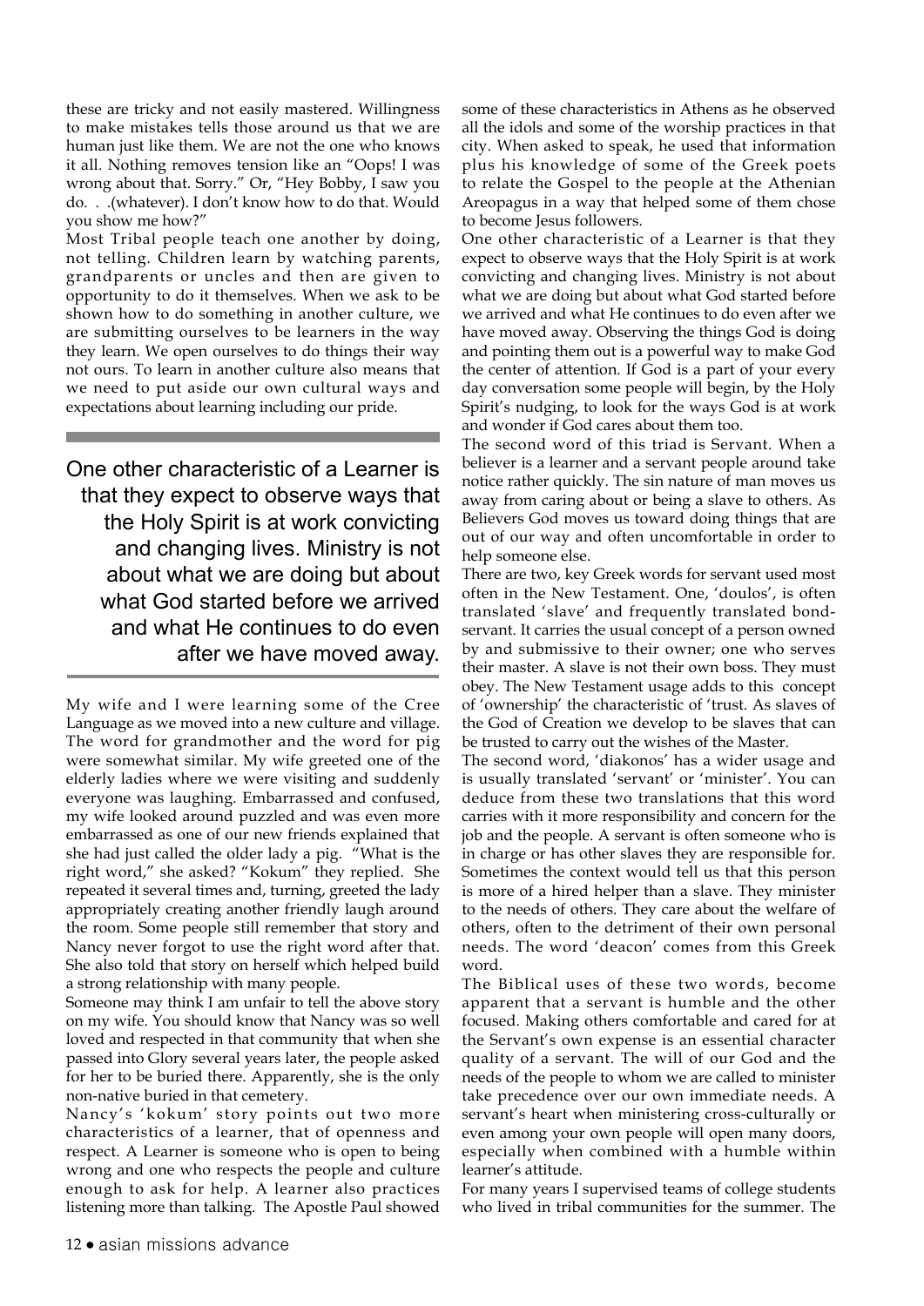these are tricky and not easily mastered. Willingness to make mistakes tells those around us that we are human just like them. We are not the one who knows it all. Nothing removes tension like an "Oops! I was wrong about that. Sorry." Or, "Hey Bobby, I saw you do. . .(whatever). I don't know how to do that. Would you show me how?"

Most Tribal people teach one another by doing, not telling. Children learn by watching parents, grandparents or uncles and then are given to opportunity to do it themselves. When we ask to be shown how to do something in another culture, we are submitting ourselves to be learners in the way they learn. We open ourselves to do things their way not ours. To learn in another culture also means that we need to put aside our own cultural ways and expectations about learning including our pride.

> One other characteristic of a Learner is that they expect to observe ways that the Holy Spirit is at work convicting and changing lives. Ministry is not about what we are doing but about what God started before we arrived and what He continues to do even after we have moved away.

My wife and I were learning some of the Cree Language as we moved into a new culture and village. The word for grandmother and the word for pig were somewhat similar. My wife greeted one of the elderly ladies where we were visiting and suddenly everyone was laughing. Embarrassed and confused, my wife looked around puzzled and was even more embarrassed as one of our new friends explained that she had just called the older lady a pig. "What is the right word," she asked? "Kokum" they replied. She repeated it several times and, turning, greeted the lady appropriately creating another friendly laugh around the room. Some people still remember that story and Nancy never forgot to use the right word after that. She also told that story on herself which helped build a strong relationship with many people.

Someone may think I am unfair to tell the above story on my wife. You should know that Nancy was so well loved and respected in that community that when she passed into Glory several years later, the people asked for her to be buried there. Apparently, she is the only non-native buried in that cemetery.

Nancy's 'kokum' story points out two more characteristics of a learner, that of openness and respect. A Learner is someone who is open to being wrong and one who respects the people and culture enough to ask for help. A learner also practices listening more than talking. The Apostle Paul showed some of these characteristics in Athens as he observed all the idols and some of the worship practices in that city. When asked to speak, he used that information plus his knowledge of some of the Greek poets to relate the Gospel to the people at the Athenian Areopagus in a way that helped some of them chose to become Jesus followers.

One other characteristic of a Learner is that they expect to observe ways that the Holy Spirit is at work convicting and changing lives. Ministry is not about what we are doing but about what God started before we arrived and what He continues to do even after we have moved away. Observing the things God is doing and pointing them out is a powerful way to make God the center of attention. If God is a part of your every day conversation some people will begin, by the Holy Spirit's nudging, to look for the ways God is at work and wonder if God cares about them too.

The second word of this triad is Servant. When a believer is a learner and a servant people around take notice rather quickly. The sin nature of man moves us away from caring about or being a slave to others. As Believers God moves us toward doing things that are out of our way and often uncomfortable in order to help someone else.

There are two, key Greek words for servant used most often in the New Testament. One, 'doulos', is often translated 'slave' and frequently translated bond-servant. It carries the usual concept of a person owned by and submissive to their owner; one who serves their master. A slave is not their own boss. They must obey. The New Testament usage adds to this concept of 'ownership' the characteristic of 'trust. As slaves of the God of Creation we develop to be slaves that can be trusted to carry out the wishes of the Master.

The second word, 'diakonos' has a wider usage and is usually translated 'servant' or 'minister'. You can deduce from these two translations that this word carries with it more responsibility and concern for the job and the people. A servant is often someone who is in charge or has other slaves they are responsible for. Sometimes the context would tell us that this person is more of a hired helper than a slave. They minister to the needs of others. They care about the welfare of others, often to the detriment of their own personal needs. The word 'deacon' comes from this Greek word.

The Biblical uses of these two words, become apparent that a servant is humble and the other focused. Making others comfortable and cared for at the Servant's own expense is an essential character quality of a servant. The will of our God and the needs of the people to whom we are called to minister take precedence over our own immediate needs. A servant's heart when ministering cross-culturally or even among your own people will open many doors, especially when combined with a humble within learner's attitude.

For many years I supervised teams of college students who lived in tribal communities for the summer. The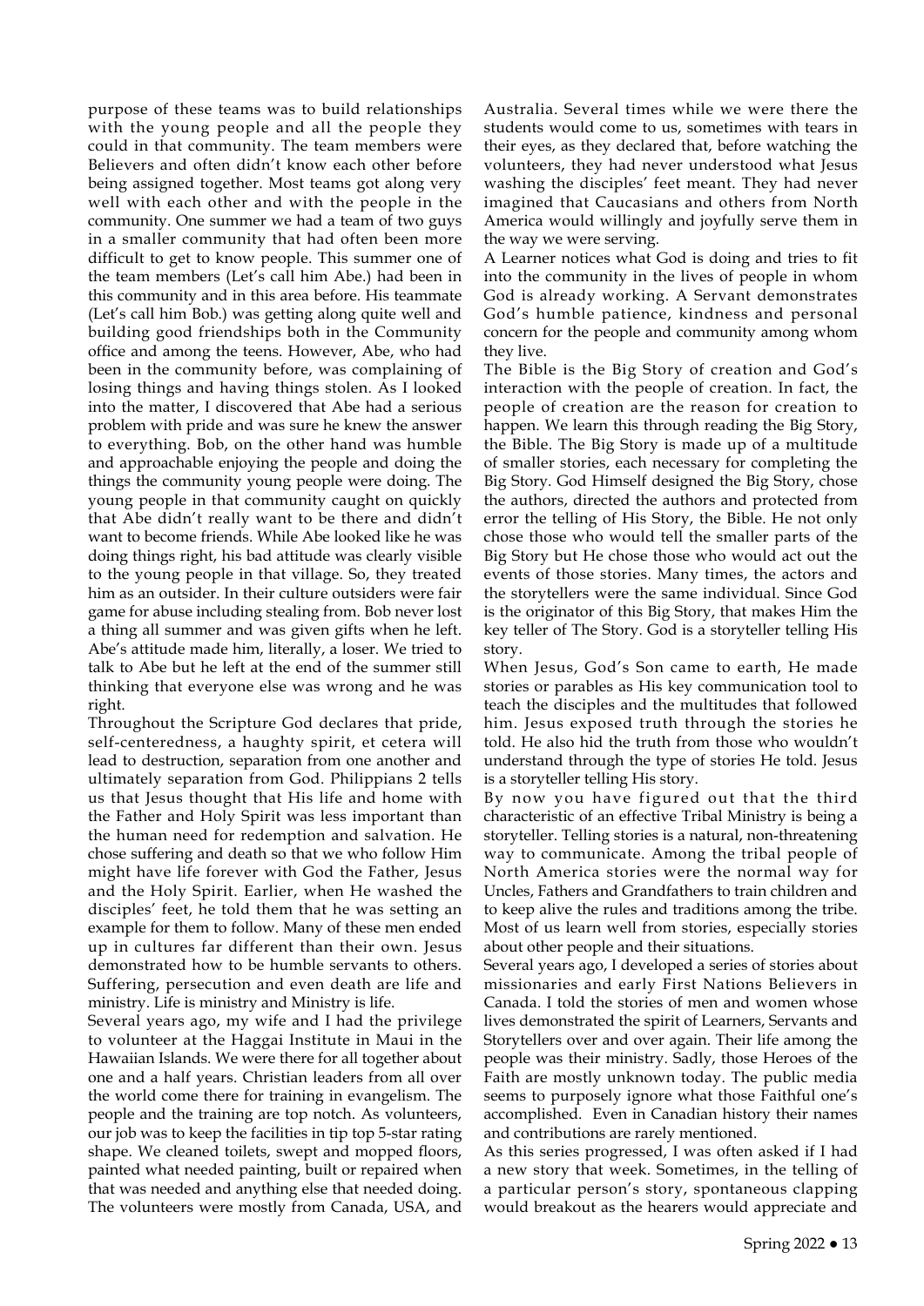purpose of these teams was to build relationships with the young people and all the people they could in that community. The team members were Believers and often didn't know each other before being assigned together. Most teams got along very well with each other and with the people in the community. One summer we had a team of two guys in a smaller community that had often been more difficult to get to know people. This summer one of the team members (Let's call him Abe.) had been in this community and in this area before. His teammate (Let's call him Bob.) was getting along quite well and building good friendships both in the Community office and among the teens. However, Abe, who had been in the community before, was complaining of losing things and having things stolen. As I looked into the matter, I discovered that Abe had a serious problem with pride and was sure he knew the answer to everything. Bob, on the other hand was humble and approachable enjoying the people and doing the things the community young people were doing. The young people in that community caught on quickly that Abe didn't really want to be there and didn't want to become friends. While Abe looked like he was doing things right, his bad attitude was clearly visible to the young people in that village. So, they treated him as an outsider. In their culture outsiders were fair game for abuse including stealing from. Bob never lost a thing all summer and was given gifts when he left. Abe's attitude made him, literally, a loser. We tried to talk to Abe but he left at the end of the summer still thinking that everyone else was wrong and he was right.

Throughout the Scripture God declares that pride, self-centeredness, a haughty spirit, et cetera will lead to destruction, separation from one another and ultimately separation from God. Philippians 2 tells us that Jesus thought that His life and home with the Father and Holy Spirit was less important than the human need for redemption and salvation. He chose suffering and death so that we who follow Him might have life forever with God the Father, Jesus and the Holy Spirit. Earlier, when He washed the disciples' feet, he told them that he was setting an example for them to follow. Many of these men ended up in cultures far different than their own. Jesus demonstrated how to be humble servants to others. Suffering, persecution and even death are life and ministry. Life is ministry and Ministry is life.

Several years ago, my wife and I had the privilege to volunteer at the Haggai Institute in Maui in the Hawaiian Islands. We were there for all together about one and a half years. Christian leaders from all over the world come there for training in evangelism. The people and the training are top notch. As volunteers, our job was to keep the facilities in tip top 5-star rating shape. We cleaned toilets, swept and mopped floors, painted what needed painting, built or repaired when that was needed and anything else that needed doing. The volunteers were mostly from Canada, USA, and Australia. Several times while we were there the students would come to us, sometimes with tears in their eyes, as they declared that, before watching the volunteers, they had never understood what Jesus washing the disciples' feet meant. They had never imagined that Caucasians and others from North America would willingly and joyfully serve them in the way we were serving.

A Learner notices what God is doing and tries to fit into the community in the lives of people in whom God is already working. A Servant demonstrates God's humble patience, kindness and personal concern for the people and community among whom they live.

The Bible is the Big Story of creation and God's interaction with the people of creation. In fact, the people of creation are the reason for creation to happen. We learn this through reading the Big Story, the Bible. The Big Story is made up of a multitude of smaller stories, each necessary for completing the Big Story. God Himself designed the Big Story, chose the authors, directed the authors and protected from error the telling of His Story, the Bible. He not only chose those who would tell the smaller parts of the Big Story but He chose those who would act out the events of those stories. Many times, the actors and the storytellers were the same individual. Since God is the originator of this Big Story, that makes Him the key teller of The Story. God is a storyteller telling His story.

When Jesus, God's Son came to earth, He made stories or parables as His key communication tool to teach the disciples and the multitudes that followed him. Jesus exposed truth through the stories he told. He also hid the truth from those who wouldn't understand through the type of stories He told. Jesus is a storyteller telling His story.

By now you have figured out that the third characteristic of an effective Tribal Ministry is being a storyteller. Telling stories is a natural, non-threatening way to communicate. Among the tribal people of North America stories were the normal way for Uncles, Fathers and Grandfathers to train children and to keep alive the rules and traditions among the tribe. Most of us learn well from stories, especially stories about other people and their situations.

Several years ago, I developed a series of stories about missionaries and early First Nations Believers in Canada. I told the stories of men and women whose lives demonstrated the spirit of Learners, Servants and Storytellers over and over again. Their life among the people was their ministry. Sadly, those Heroes of the Faith are mostly unknown today. The public media seems to purposely ignore what those Faithful one's accomplished. Even in Canadian history their names and contributions are rarely mentioned.

As this series progressed, I was often asked if I had a new story that week. Sometimes, in the telling of a particular person's story, spontaneous clapping would breakout as the hearers would appreciate and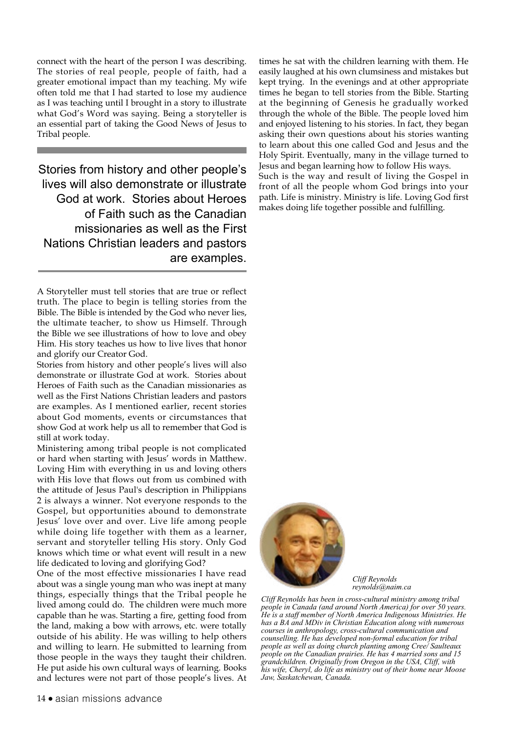connect with the heart of the person I was describing. The stories of real people, people of faith, had a greater emotional impact than my teaching. My wife often told me that I had started to lose my audience as I was teaching until I brought in a story to illustrate what God's Word was saying. Being a storyteller is an essential part of taking the Good News of Jesus to Tribal people.

> Stories from history and other people's lives will also demonstrate or illustrate God at work. Stories about Heroes of Faith such as the Canadian missionaries as well as the First Nations Christian leaders and pastors are examples.

A Storyteller must tell stories that are true or reflect truth. The place to begin is telling stories from the Bible. The Bible is intended by the God who never lies, the ultimate teacher, to show us Himself. Through the Bible we see illustrations of how to love and obey Him. His story teaches us how to live lives that honor and glorify our Creator God.

Stories from history and other people's lives will also demonstrate or illustrate God at work. Stories about Heroes of Faith such as the Canadian missionaries as well as the First Nations Christian leaders and pastors are examples. As I mentioned earlier, recent stories about God moments, events or circumstances that show God at work help us all to remember that God is still at work today.

Ministering among tribal people is not complicated or hard when starting with Jesus' words in Matthew. Loving Him with everything in us and loving others with His love that flows out from us combined with the attitude of Jesus Paul's description in Philippians 2 is always a winner. Not everyone responds to the Gospel, but opportunities abound to demonstrate Jesus' love over and over. Live life among people while doing life together with them as a learner, servant and storyteller telling His story. Only God knows which time or what event will result in a new life dedicated to loving and glorifying God?

One of the most effective missionaries I have read about was a single young man who was inept at many things, especially things that the Tribal people he lived among could do. The children were much more capable than he was. Starting a fire, getting food from the land, making a bow with arrows, etc. were totally outside of his ability. He was willing to help others and willing to learn. He submitted to learning from those people in the ways they taught their children. He put aside his own cultural ways of learning. Books and lectures were not part of those people's lives. At times he sat with the children learning with them. He easily laughed at his own clumsiness and mistakes but kept trying. In the evenings and at other appropriate times he began to tell stories from the Bible. Starting at the beginning of Genesis he gradually worked through the whole of the Bible. The people loved him and enjoyed listening to his stories. In fact, they began asking their own questions about his stories wanting to learn about this one called God and Jesus and the Holy Spirit. Eventually, many in the village turned to Jesus and began learning how to follow His ways.

Such is the way and result of living the Gospel in front of all the people whom God brings into your path. Life is ministry. Ministry is life. Loving God first makes doing life together possible and fulfilling.

*Cliff Reynolds*
*reynolds@naim.ca*

*Cliff Reynolds has been in cross-cultural ministry among tribal people in Canada (and around North America) for over 50 years. He is a staff member of North America Indigenous Ministries. He has a BA and MDiv in Christian Education along with numerous courses in anthropology, cross-cultural communication and counselling. He has developed non-formal education for tribal people as well as doing church planting among Cree/ Saulteaux people on the Canadian prairies. He has 4 married sons and 15 grandchildren. Originally from Oregon in the USA, Cliff, with his wife, Cheryl, do life as ministry out of their home near Moose Jaw, Saskatchewan, Canada.*